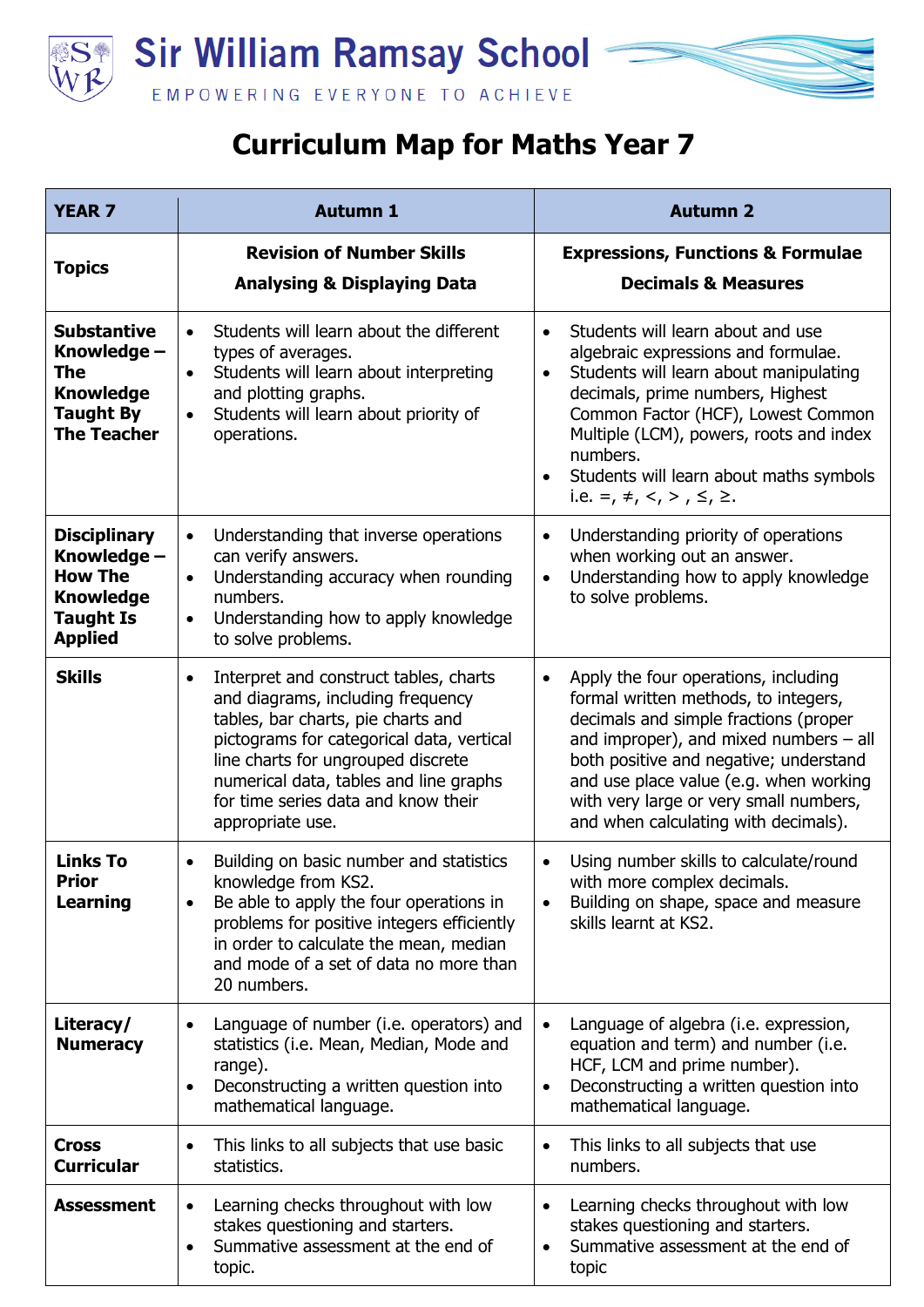# Sir William Ramsay School

EMPOWERING EVERYONE TO ACHIEVE

## Curriculum Map for Maths Year 7

| YEAR 7 | Autumn 1 | Autumn 2 |
| --- | --- | --- |
| **Topics** | **Revision of Number Skills**<br>**Analysing & Displaying Data** | **Expressions, Functions & Formulae**<br>**Decimals & Measures** |
| **Substantive Knowledge – The Knowledge Taught By The Teacher** | • Students will learn about the different types of averages.<br>• Students will learn about interpreting and plotting graphs.<br>• Students will learn about priority of operations. | • Students will learn about and use algebraic expressions and formulae.<br>• Students will learn about manipulating decimals, prime numbers, Highest Common Factor (HCF), Lowest Common Multiple (LCM), powers, roots and index numbers.<br>• Students will learn about maths symbols i.e. $=, \neq, <, >, \leq, \geq$. |
| **Disciplinary Knowledge – How The Knowledge Taught Is Applied** | • Understanding that inverse operations can verify answers.<br>• Understanding accuracy when rounding numbers.<br>• Understanding how to apply knowledge to solve problems. | • Understanding priority of operations when working out an answer.<br>• Understanding how to apply knowledge to solve problems. |
| **Skills** | • Interpret and construct tables, charts and diagrams, including frequency tables, bar charts, pie charts and pictograms for categorical data, vertical line charts for ungrouped discrete numerical data, tables and line graphs for time series data and know their appropriate use. | • Apply the four operations, including formal written methods, to integers, decimals and simple fractions (proper and improper), and mixed numbers – all both positive and negative; understand and use place value (e.g. when working with very large or very small numbers, and when calculating with decimals). |
| **Links To Prior Learning** | • Building on basic number and statistics knowledge from KS2.<br>• Be able to apply the four operations in problems for positive integers efficiently in order to calculate the mean, median and mode of a set of data no more than 20 numbers. | • Using number skills to calculate/round with more complex decimals.<br>• Building on shape, space and measure skills learnt at KS2. |
| **Literacy/ Numeracy** | • Language of number (i.e. operators) and statistics (i.e. Mean, Median, Mode and range).<br>• Deconstructing a written question into mathematical language. | • Language of algebra (i.e. expression, equation and term) and number (i.e. HCF, LCM and prime number).<br>• Deconstructing a written question into mathematical language. |
| **Cross Curricular** | • This links to all subjects that use basic statistics. | • This links to all subjects that use numbers. |
| **Assessment** | • Learning checks throughout with low stakes questioning and starters.<br>• Summative assessment at the end of topic. | • Learning checks throughout with low stakes questioning and starters.<br>• Summative assessment at the end of topic |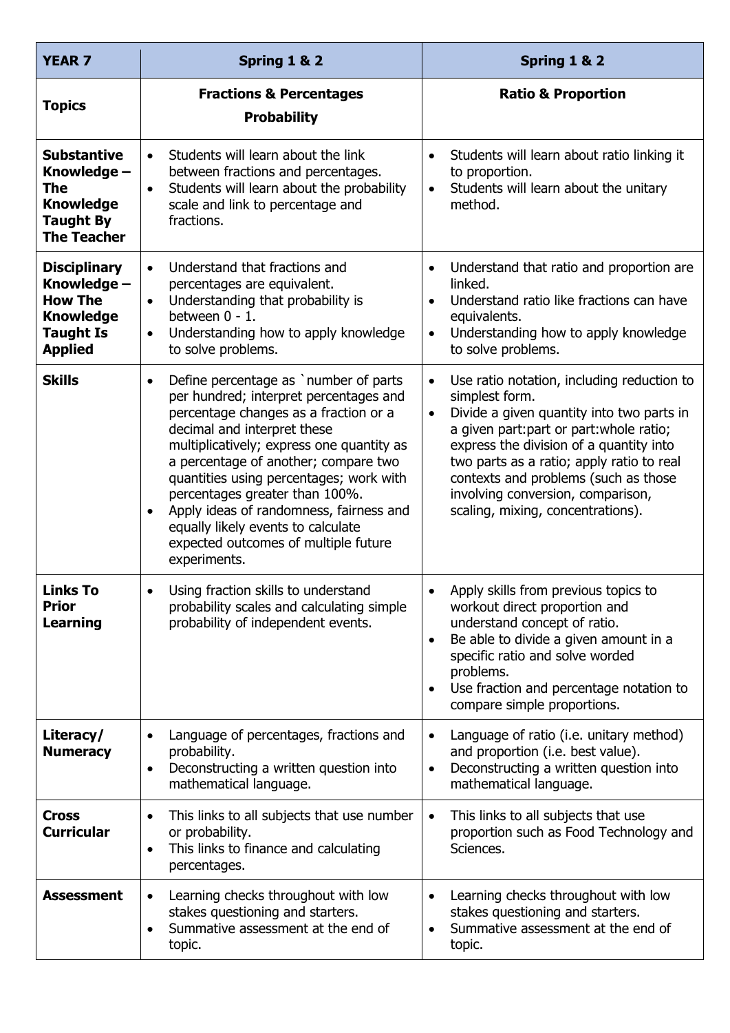| YEAR 7 | Spring 1 & 2 | Spring 1 & 2 |
|---|---|---|
| **Topics** | **Fractions & Percentages**<br>**Probability** | **Ratio & Proportion** |
| **Substantive Knowledge – The Knowledge Taught By The Teacher** | • Students will learn about the link between fractions and percentages.<br>• Students will learn about the probability scale and link to percentage and fractions. | • Students will learn about ratio linking it to proportion.<br>• Students will learn about the unitary method. |
| **Disciplinary Knowledge – How The Knowledge Taught Is Applied** | • Understand that fractions and percentages are equivalent.<br>• Understanding that probability is between 0 - 1.<br>• Understanding how to apply knowledge to solve problems. | • Understand that ratio and proportion are linked.<br>• Understand ratio like fractions can have equivalents.<br>• Understanding how to apply knowledge to solve problems. |
| **Skills** | • Define percentage as `number of parts per hundred; interpret percentages and percentage changes as a fraction or a decimal and interpret these multiplicatively; express one quantity as a percentage of another; compare two quantities using percentages; work with percentages greater than 100%.<br>• Apply ideas of randomness, fairness and equally likely events to calculate expected outcomes of multiple future experiments. | • Use ratio notation, including reduction to simplest form.<br>• Divide a given quantity into two parts in a given part:part or part:whole ratio; express the division of a quantity into two parts as a ratio; apply ratio to real contexts and problems (such as those involving conversion, comparison, scaling, mixing, concentrations). |
| **Links To Prior Learning** | • Using fraction skills to understand probability scales and calculating simple probability of independent events. | • Apply skills from previous topics to workout direct proportion and understand concept of ratio.<br>• Be able to divide a given amount in a specific ratio and solve worded problems.<br>• Use fraction and percentage notation to compare simple proportions. |
| **Literacy/ Numeracy** | • Language of percentages, fractions and probability.<br>• Deconstructing a written question into mathematical language. | • Language of ratio (i.e. unitary method) and proportion (i.e. best value).<br>• Deconstructing a written question into mathematical language. |
| **Cross Curricular** | • This links to all subjects that use number or probability.<br>• This links to finance and calculating percentages. | • This links to all subjects that use proportion such as Food Technology and Sciences. |
| **Assessment** | • Learning checks throughout with low stakes questioning and starters.<br>• Summative assessment at the end of topic. | • Learning checks throughout with low stakes questioning and starters.<br>• Summative assessment at the end of topic. |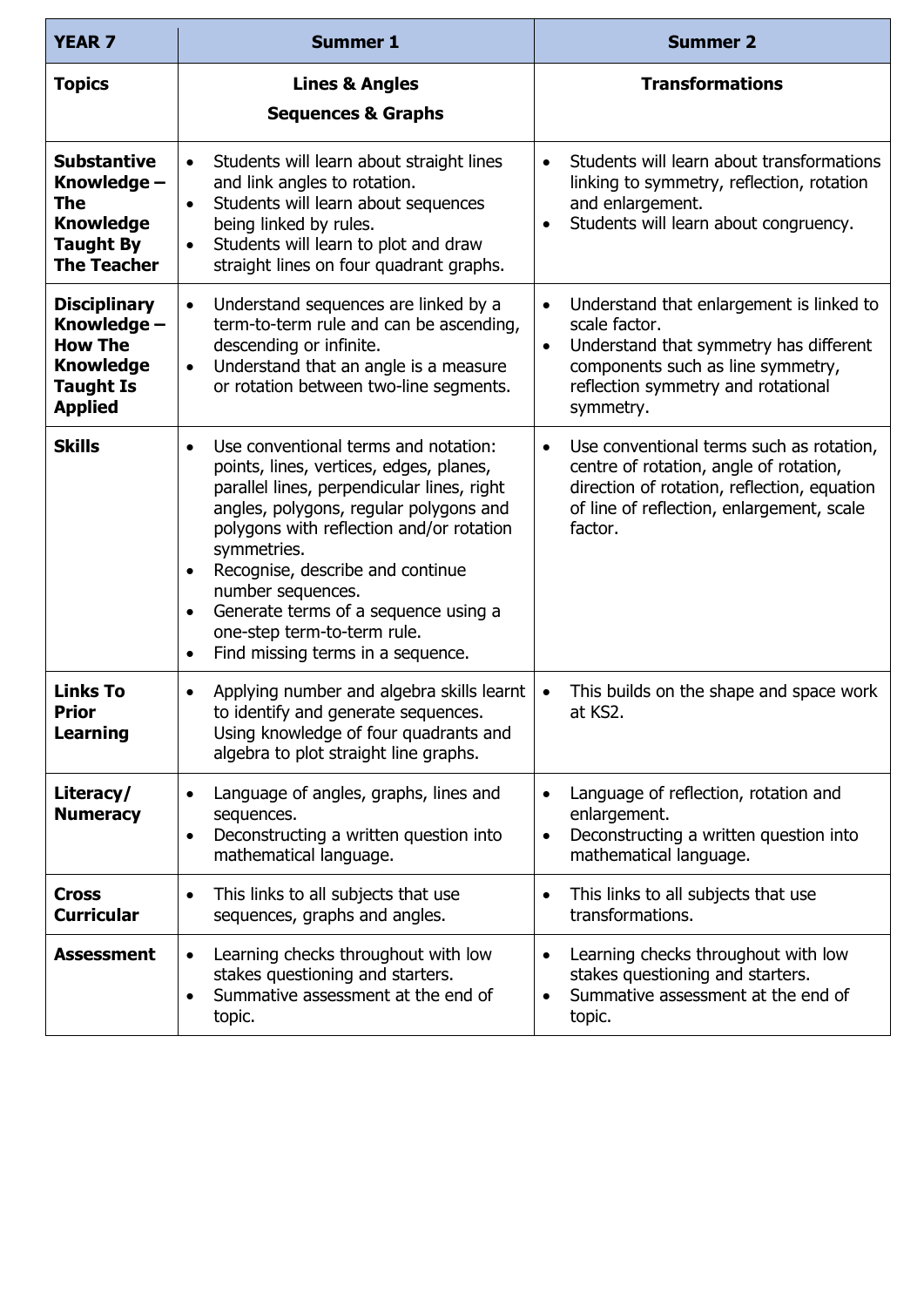| YEAR 7 | Summer 1 | Summer 2 |
| --- | --- | --- |
| **Topics** | **Lines & Angles**<br>**Sequences & Graphs** | **Transformations** |
| **Substantive Knowledge – The Knowledge Taught By The Teacher** | • Students will learn about straight lines and link angles to rotation.<br>• Students will learn about sequences being linked by rules.<br>• Students will learn to plot and draw straight lines on four quadrant graphs. | • Students will learn about transformations linking to symmetry, reflection, rotation and enlargement.<br>• Students will learn about congruency. |
| **Disciplinary Knowledge – How The Knowledge Taught Is Applied** | • Understand sequences are linked by a term-to-term rule and can be ascending, descending or infinite.<br>• Understand that an angle is a measure or rotation between two-line segments. | • Understand that enlargement is linked to scale factor.<br>• Understand that symmetry has different components such as line symmetry, reflection symmetry and rotational symmetry. |
| **Skills** | • Use conventional terms and notation: points, lines, vertices, edges, planes, parallel lines, perpendicular lines, right angles, polygons, regular polygons and polygons with reflection and/or rotation symmetries.<br>• Recognise, describe and continue number sequences.<br>• Generate terms of a sequence using a one-step term-to-term rule.<br>• Find missing terms in a sequence. | • Use conventional terms such as rotation, centre of rotation, angle of rotation, direction of rotation, reflection, equation of line of reflection, enlargement, scale factor. |
| **Links To Prior Learning** | • Applying number and algebra skills learnt to identify and generate sequences. Using knowledge of four quadrants and algebra to plot straight line graphs. | • This builds on the shape and space work at KS2. |
| **Literacy/ Numeracy** | • Language of angles, graphs, lines and sequences.<br>• Deconstructing a written question into mathematical language. | • Language of reflection, rotation and enlargement.<br>• Deconstructing a written question into mathematical language. |
| **Cross Curricular** | • This links to all subjects that use sequences, graphs and angles. | • This links to all subjects that use transformations. |
| **Assessment** | • Learning checks throughout with low stakes questioning and starters.<br>• Summative assessment at the end of topic. | • Learning checks throughout with low stakes questioning and starters.<br>• Summative assessment at the end of topic. |